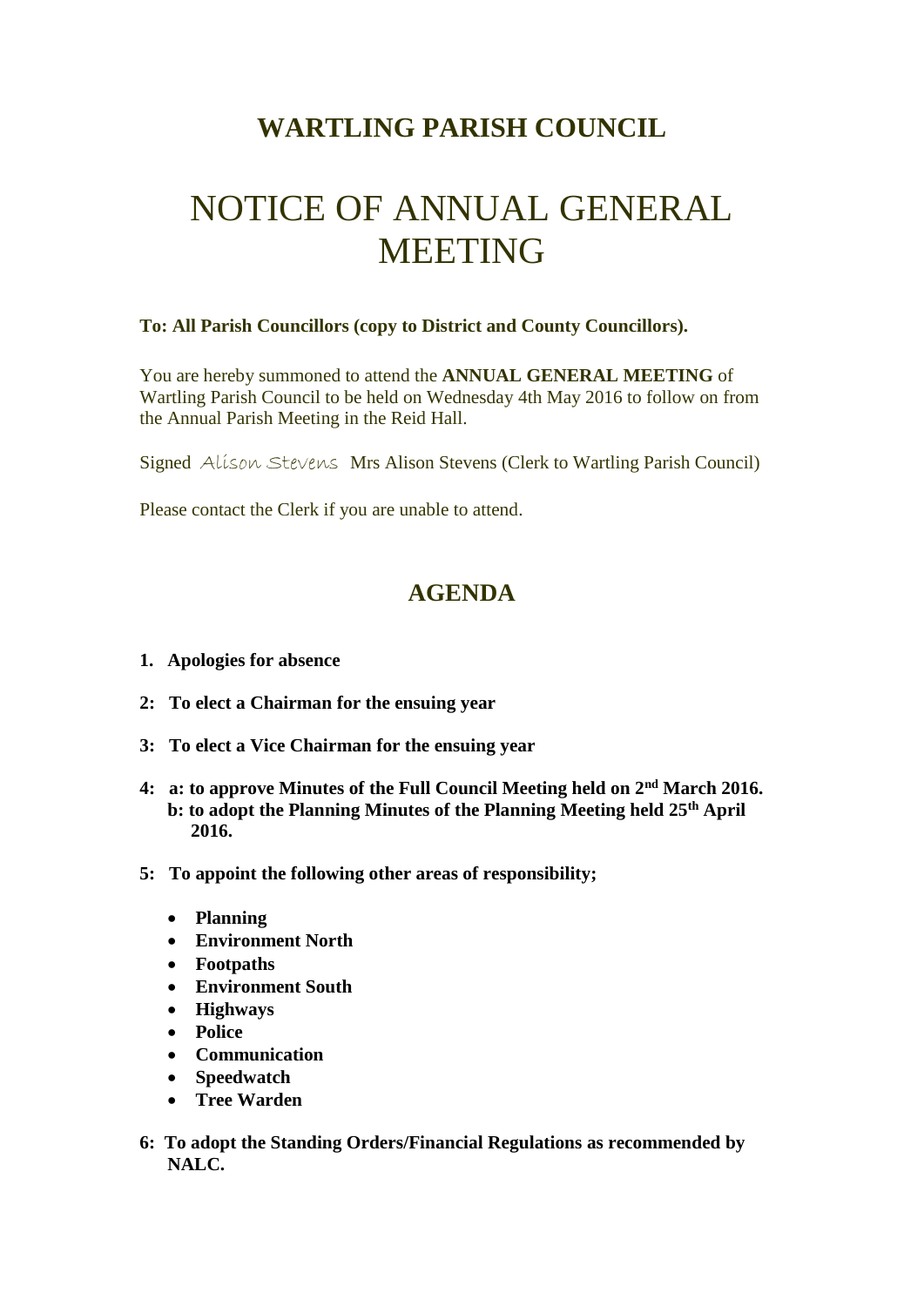# WARTLING PARISH COUNCIL

# NOTICE OF ANNUAL GENERAL MEETING

**To: All Parish Councillors (copy to District and County Councillors).**

You are hereby summoned to attend the **ANNUAL GENERAL MEETING** of Wartling Parish Council to be held on Wednesday 4th May 2016 to follow on from the Annual Parish Meeting in the Reid Hall.

Signed *Alison Stevens* Mrs Alison Stevens (Clerk to Wartling Parish Council)

Please contact the Clerk if you are unable to attend.

## AGENDA

**1. Apologies for absence**

**2: To elect a Chairman for the ensuing year**

**3: To elect a Vice Chairman for the ensuing year**

**4: a: to approve Minutes of the Full Council Meeting held on 2nd March 2016.**
**b: to adopt the Planning Minutes of the Planning Meeting held 25th April 2016.**

**5: To appoint the following other areas of responsibility;**

- **Planning**
- **Environment North**
- **Footpaths**
- **Environment South**
- **Highways**
- **Police**
- **Communication**
- **Speedwatch**
- **Tree Warden**

**6: To adopt the Standing Orders/Financial Regulations as recommended by NALC.**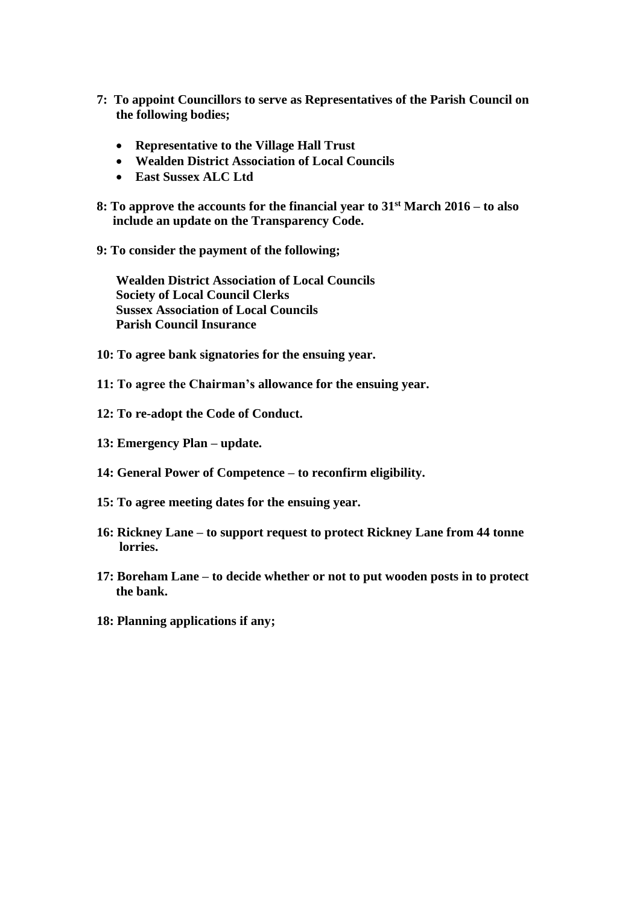**7: To appoint Councillors to serve as Representatives of the Parish Council on the following bodies;**

- **Representative to the Village Hall Trust**
- **Wealden District Association of Local Councils**
- **East Sussex ALC Ltd**

**8: To approve the accounts for the financial year to 31st March 2016 – to also include an update on the Transparency Code.**

**9: To consider the payment of the following;**

**Wealden District Association of Local Councils**
**Society of Local Council Clerks**
**Sussex Association of Local Councils**
**Parish Council Insurance**

**10: To agree bank signatories for the ensuing year.**

**11: To agree the Chairman's allowance for the ensuing year.**

**12: To re-adopt the Code of Conduct.**

**13: Emergency Plan – update.**

**14: General Power of Competence – to reconfirm eligibility.**

**15: To agree meeting dates for the ensuing year.**

**16: Rickney Lane – to support request to protect Rickney Lane from 44 tonne lorries.**

**17: Boreham Lane – to decide whether or not to put wooden posts in to protect the bank.**

**18: Planning applications if any;**